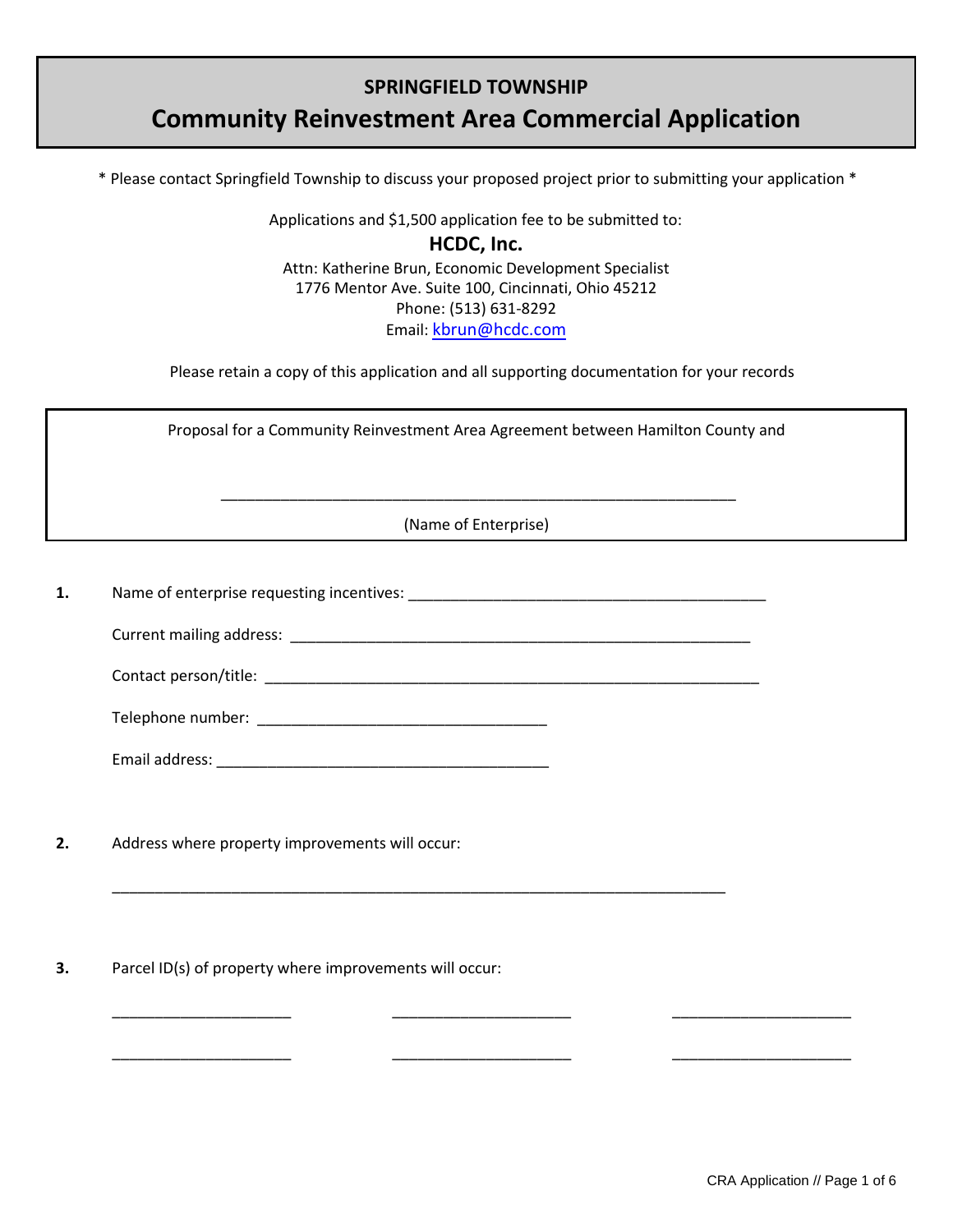## SPRINGFIELD TOWNSHIP

# Community Reinvestment Area Commercial Application

\* Please contact Springfield Township to discuss your proposed project prior to submitting your application \*

Applications and $1,500 application fee to be submitted to:

**HCDC, Inc.**

Attn: Katherine Brun, Economic Development Specialist
1776 Mentor Ave. Suite 100, Cincinnati, Ohio 45212
Phone: (513) 631-8292
Email: kbrun@hcdc.com

Please retain a copy of this application and all supporting documentation for your records

Proposal for a Community Reinvestment Area Agreement between Hamilton County and

_______________________________________________________________

(Name of Enterprise)

**1.** Name of enterprise requesting incentives: ___________________________________________

Current mailing address: ________________________________________________________

Contact person/title: ____________________________________________________________

Telephone number: __________________________________

Email address: _______________________________________

**2.** Address where property improvements will occur:

__________________________________________________________________________

**3.** Parcel ID(s) of property where improvements will occur:

_____________________ _____________________ _____________________

_____________________ _____________________ _____________________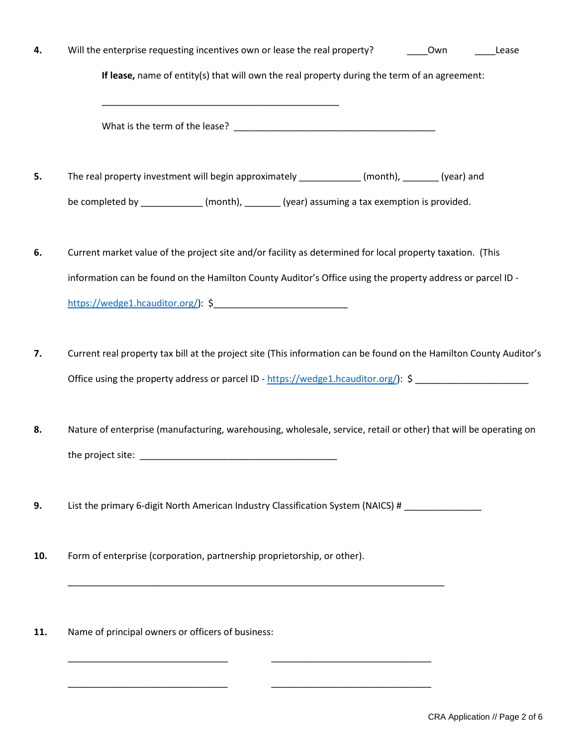**4.** Will the enterprise requesting incentives own or lease the real property? ____Own ____Lease

**If lease,** name of entity(s) that will own the real property during the term of an agreement:

_______________________________________________

What is the term of the lease? ________________________________________

**5.** The real property investment will begin approximately ____________ (month), _______ (year) and be completed by ____________ (month), _______ (year) assuming a tax exemption is provided.

**6.** Current market value of the project site and/or facility as determined for local property taxation. (This information can be found on the Hamilton County Auditor's Office using the property address or parcel ID - https://wedge1.hcauditor.org/): $__________________________

**7.** Current real property tax bill at the project site (This information can be found on the Hamilton County Auditor's Office using the property address or parcel ID - https://wedge1.hcauditor.org/): $ ______________________

**8.** Nature of enterprise (manufacturing, warehousing, wholesale, service, retail or other) that will be operating on the project site: _______________________________________

**9.** List the primary 6-digit North American Industry Classification System (NAICS) # _______________

**10.** Form of enterprise (corporation, partnership proprietorship, or other).

___________________________________________________________________________

**11.** Name of principal owners or officers of business:

________________________________ ________________________________

________________________________ ________________________________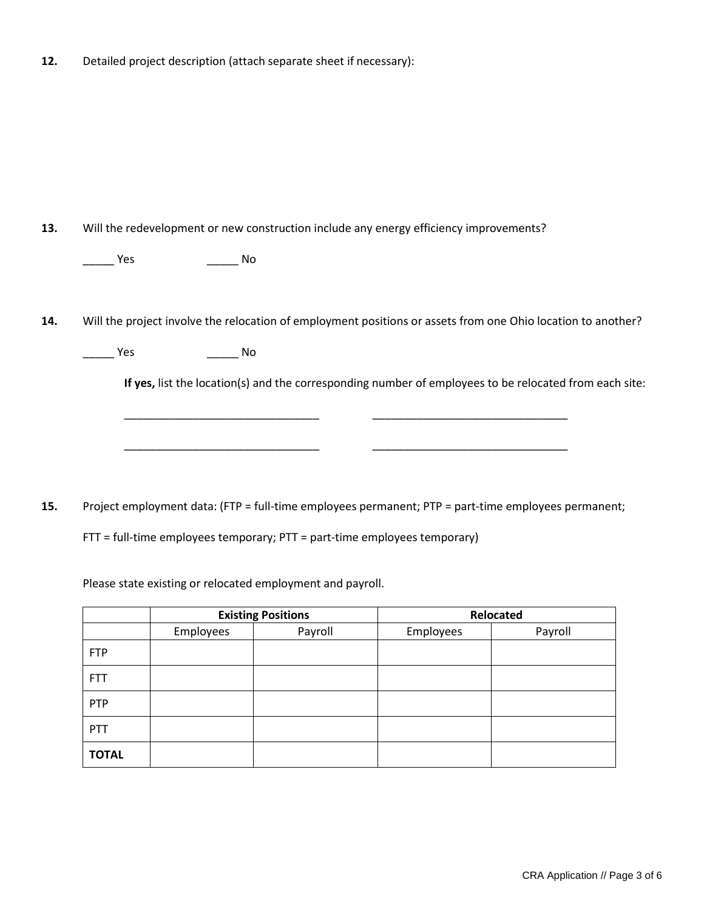**12.** Detailed project description (attach separate sheet if necessary):

**13.** Will the redevelopment or new construction include any energy efficiency improvements?

_____ Yes _____ No

**14.** Will the project involve the relocation of employment positions or assets from one Ohio location to another?

_____ Yes _____ No

**If yes,** list the location(s) and the corresponding number of employees to be relocated from each site:

________________________________ ________________________________

________________________________ ________________________________

**15.** Project employment data: (FTP = full-time employees permanent; PTP = part-time employees permanent; FTT = full-time employees temporary; PTT = part-time employees temporary)

Please state existing or relocated employment and payroll.

| | **Existing Positions** | | **Relocated** | |
|---|---|---|---|---|
| | Employees | Payroll | Employees | Payroll |
| FTP | | | | |
| FTT | | | | |
| PTP | | | | |
| PTT | | | | |
| **TOTAL** | | | | |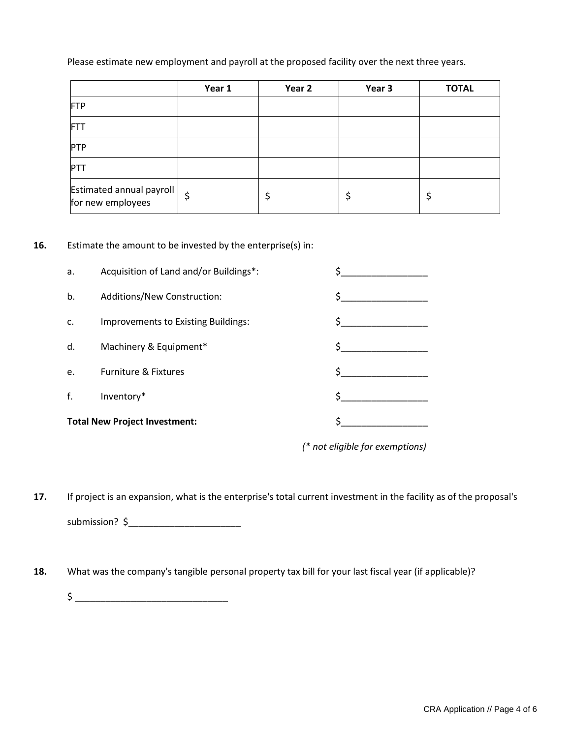Please estimate new employment and payroll at the proposed facility over the next three years.

| | Year 1 | Year 2 | Year 3 | TOTAL |
|---|---|---|---|---|
| FTP | | | | |
| FTT | | | | |
| PTP | | | | |
| PTT | | | | |
| Estimated annual payroll for new employees | $ | $ | $ | $ |

**16.** Estimate the amount to be invested by the enterprise(s) in:

a. Acquisition of Land and/or Buildings*: $_________________

b. Additions/New Construction: $_________________

c. Improvements to Existing Buildings: $_________________

d. Machinery & Equipment* $_________________

e. Furniture & Fixtures $_________________

f. Inventory* $_________________

**Total New Project Investment:** $_________________

*(* not eligible for exemptions)*

**17.** If project is an expansion, what is the enterprise's total current investment in the facility as of the proposal's submission? $______________________

**18.** What was the company's tangible personal property tax bill for your last fiscal year (if applicable)?

$ ______________________________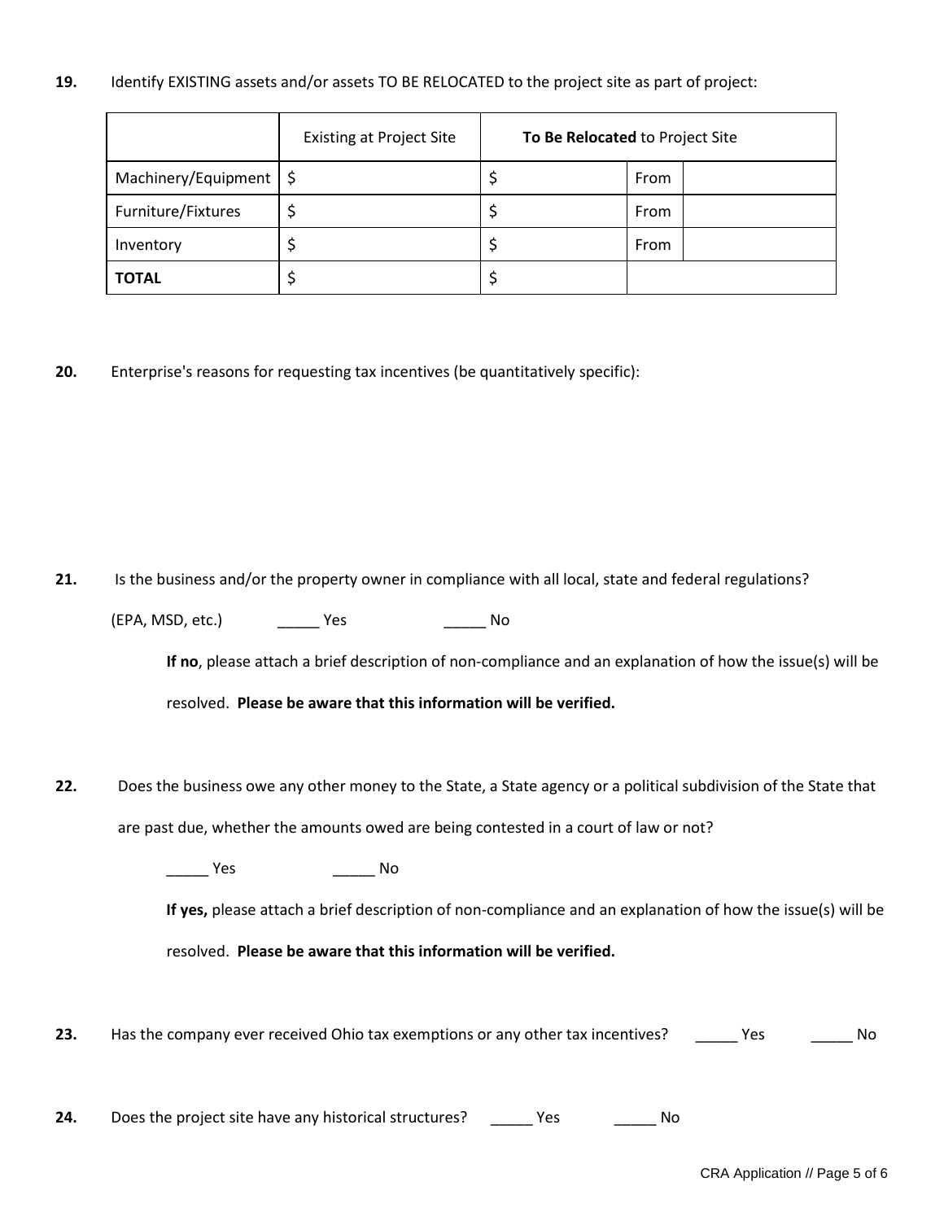**19.** Identify EXISTING assets and/or assets TO BE RELOCATED to the project site as part of project:

| | Existing at Project Site | **To Be Relocated** to Project Site | | |
|---|---|---|---|---|
| Machinery/Equipment | $ | $ | From | |
| Furniture/Fixtures | $ | $ | From | |
| Inventory | $ | $ | From | |
| **TOTAL** | $ | $ | | |

**20.** Enterprise's reasons for requesting tax incentives (be quantitatively specific):

**21.** Is the business and/or the property owner in compliance with all local, state and federal regulations? (EPA, MSD, etc.) _____ Yes _____ No

**If no**, please attach a brief description of non-compliance and an explanation of how the issue(s) will be resolved. **Please be aware that this information will be verified.**

**22.** Does the business owe any other money to the State, a State agency or a political subdivision of the State that are past due, whether the amounts owed are being contested in a court of law or not?

_____ Yes _____ No

**If yes,** please attach a brief description of non-compliance and an explanation of how the issue(s) will be resolved. **Please be aware that this information will be verified.**

**23.** Has the company ever received Ohio tax exemptions or any other tax incentives? _____ Yes _____ No

**24.** Does the project site have any historical structures? _____ Yes _____ No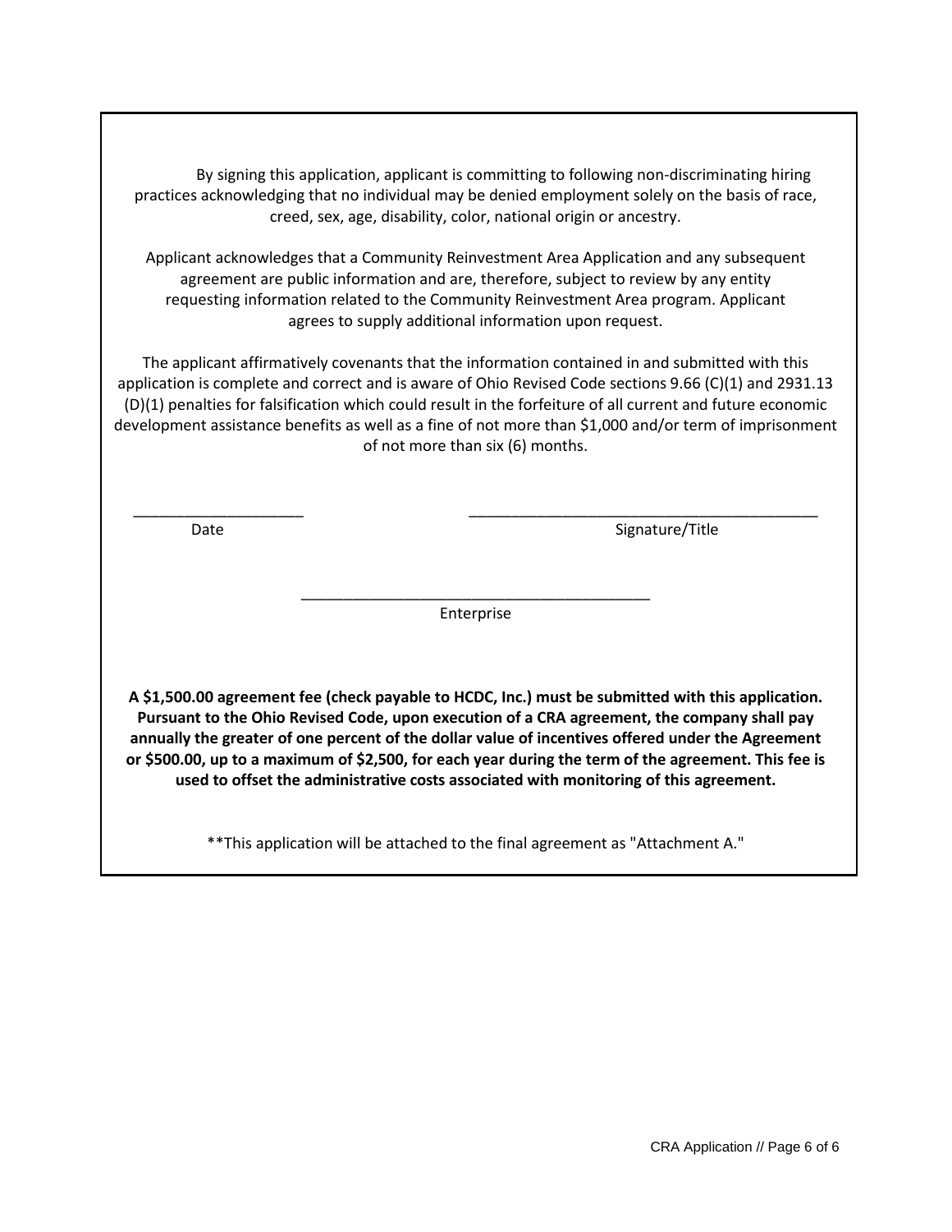By signing this application, applicant is committing to following non-discriminating hiring practices acknowledging that no individual may be denied employment solely on the basis of race, creed, sex, age, disability, color, national origin or ancestry.

Applicant acknowledges that a Community Reinvestment Area Application and any subsequent agreement are public information and are, therefore, subject to review by any entity requesting information related to the Community Reinvestment Area program. Applicant agrees to supply additional information upon request.

The applicant affirmatively covenants that the information contained in and submitted with this application is complete and correct and is aware of Ohio Revised Code sections 9.66 (C)(1) and 2931.13 (D)(1) penalties for falsification which could result in the forfeiture of all current and future economic development assistance benefits as well as a fine of not more than $1,000 and/or term of imprisonment of not more than six (6) months.

____________________ ________________________________________

Date Signature/Title

________________________________________

Enterprise

**A $1,500.00 agreement fee (check payable to HCDC, Inc.) must be submitted with this application. Pursuant to the Ohio Revised Code, upon execution of a CRA agreement, the company shall pay annually the greater of one percent of the dollar value of incentives offered under the Agreement or $500.00, up to a maximum of $2,500, for each year during the term of the agreement. This fee is used to offset the administrative costs associated with monitoring of this agreement.**

**This application will be attached to the final agreement as "Attachment A."